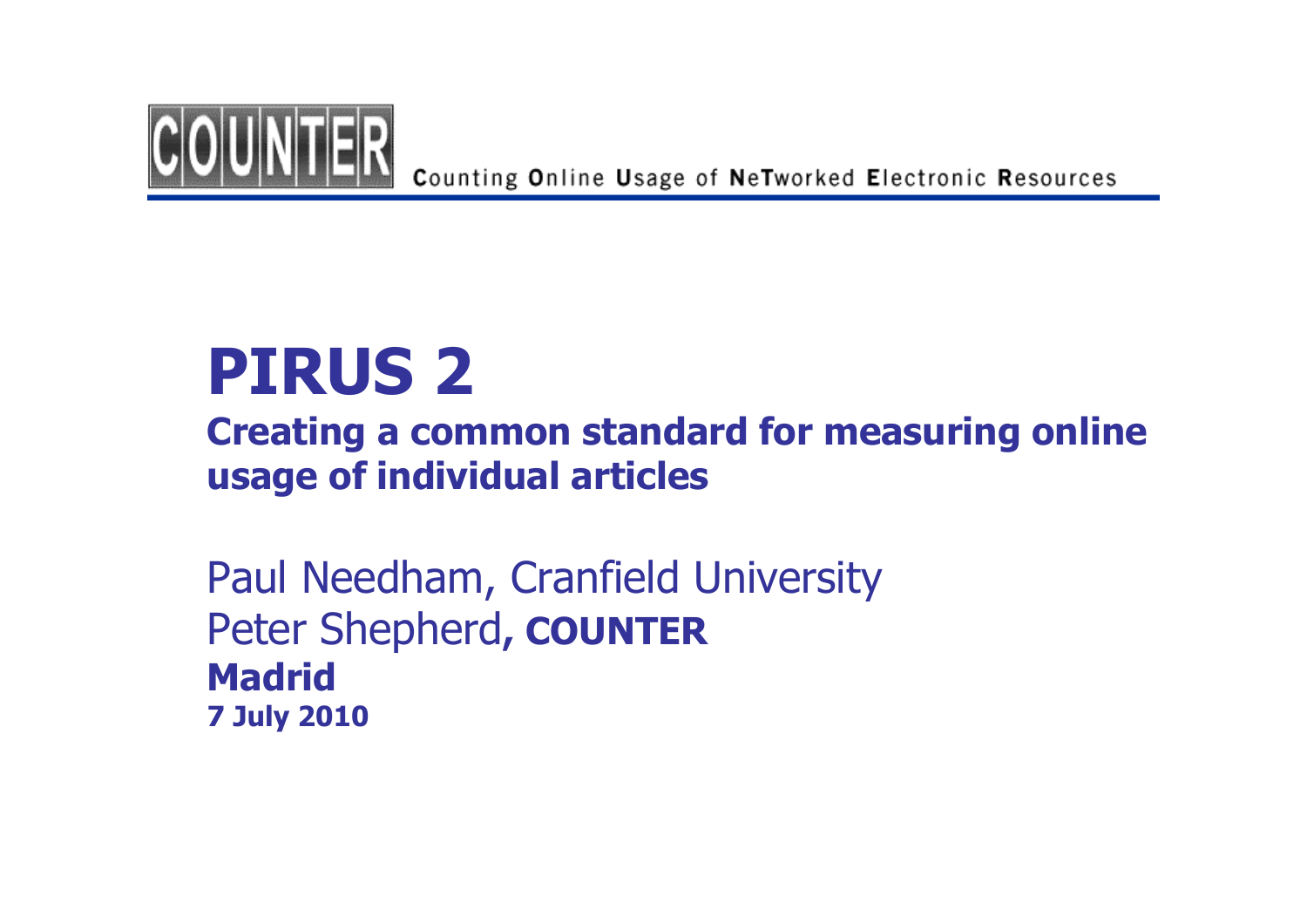COUNTER Counting Online Usage of NeTworked Electronic Resources

# PIRUS 2

## Creating a common standard for measuring online usage of individual articles

Paul Needham, Cranfield University

Peter Shepherd**, COUNTER**

**Madrid**

**7 July 2010**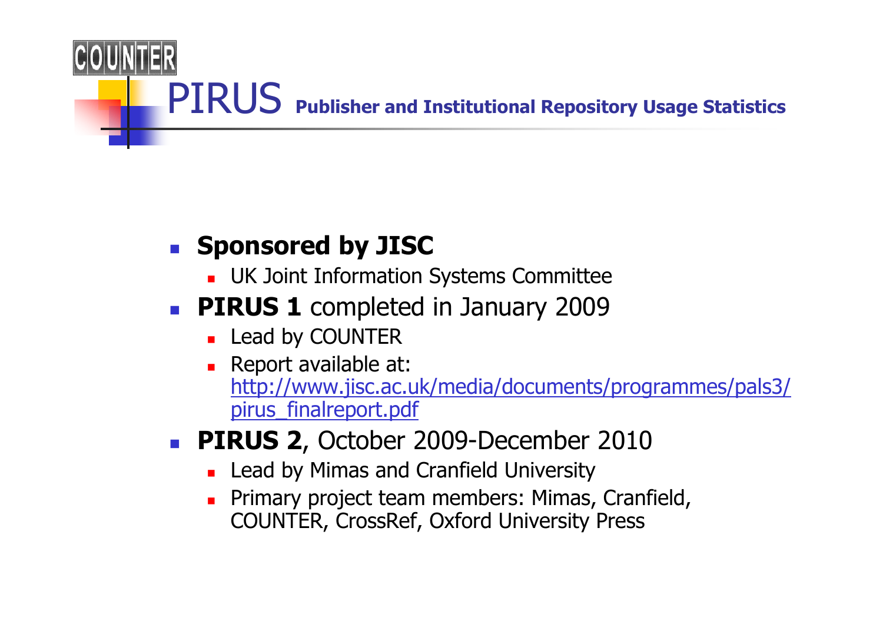COUNTER

# PIRUS Publisher and Institutional Repository Usage Statistics

- **Sponsored by JISC**
  - UK Joint Information Systems Committee
- **PIRUS 1** completed in January 2009
  - Lead by COUNTER
  - Report available at: http://www.jisc.ac.uk/media/documents/programmes/pals3/pirus_finalreport.pdf
- **PIRUS 2**, October 2009-December 2010
  - Lead by Mimas and Cranfield University
  - Primary project team members: Mimas, Cranfield, COUNTER, CrossRef, Oxford University Press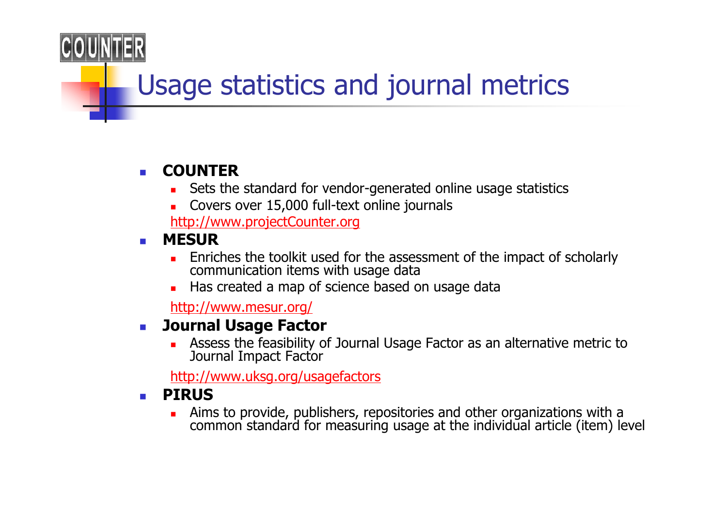# Usage statistics and journal metrics

- **COUNTER**
  - Sets the standard for vendor-generated online usage statistics
  - Covers over 15,000 full-text online journals

  http://www.projectCounter.org
- **MESUR**
  - Enriches the toolkit used for the assessment of the impact of scholarly communication items with usage data
  - Has created a map of science based on usage data

  http://www.mesur.org/
- **Journal Usage Factor**
  - Assess the feasibility of Journal Usage Factor as an alternative metric to Journal Impact Factor

  http://www.uksg.org/usagefactors
- **PIRUS**
  - Aims to provide, publishers, repositories and other organizations with a common standard for measuring usage at the individual article (item) level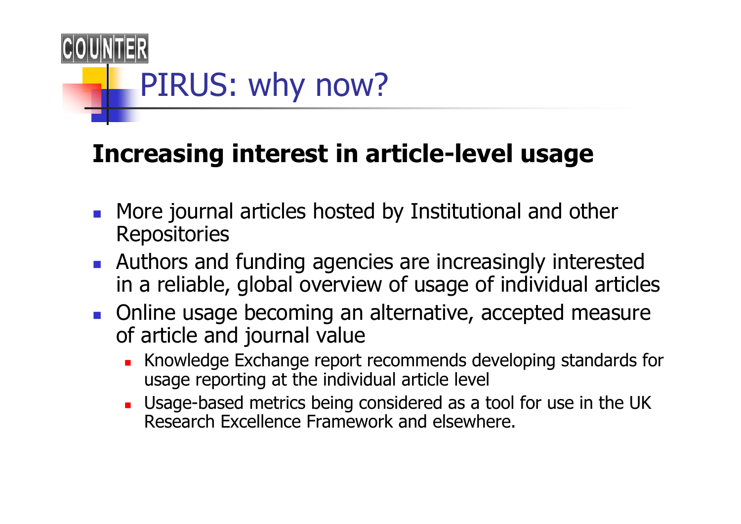# PIRUS: why now?

## Increasing interest in article-level usage

- More journal articles hosted by Institutional and other Repositories
- Authors and funding agencies are increasingly interested in a reliable, global overview of usage of individual articles
- Online usage becoming an alternative, accepted measure of article and journal value
  - Knowledge Exchange report recommends developing standards for usage reporting at the individual article level
  - Usage-based metrics being considered as a tool for use in the UK Research Excellence Framework and elsewhere.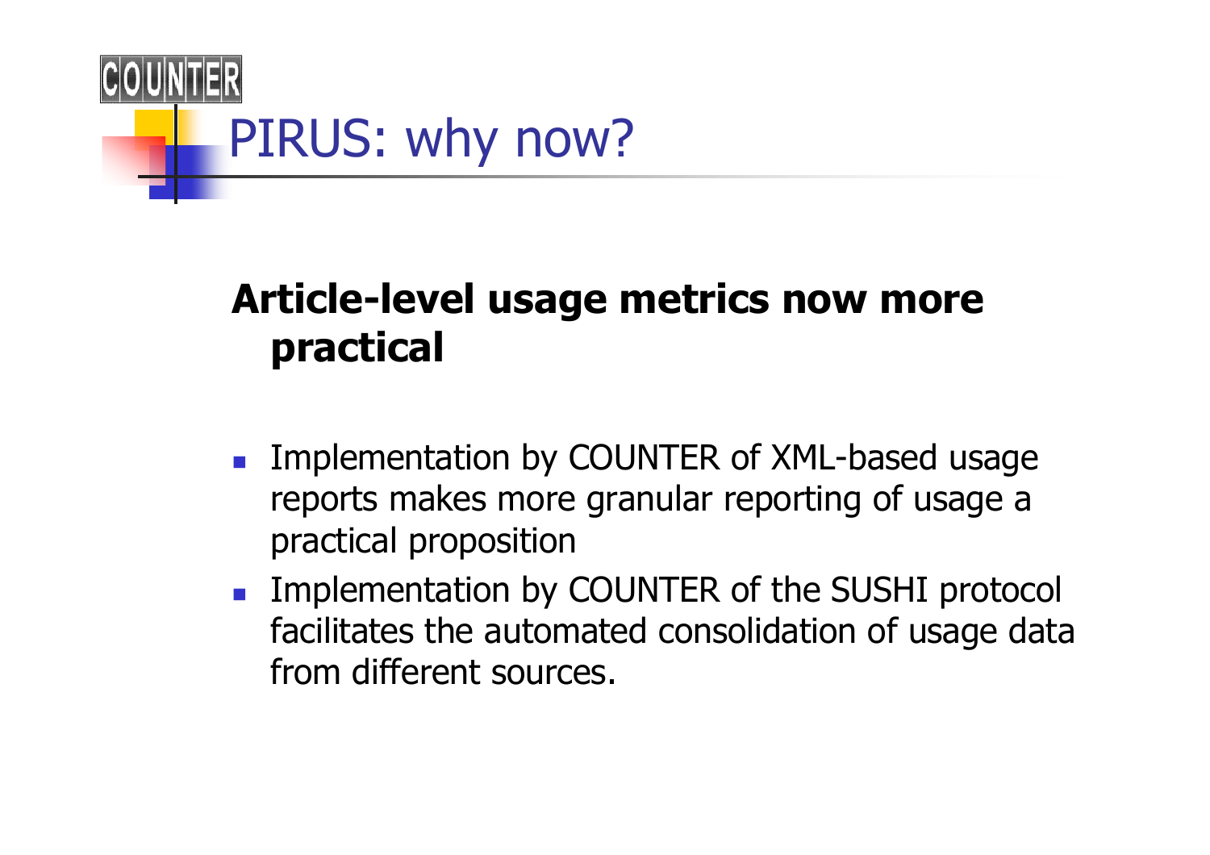# PIRUS: why now?

**Article-level usage metrics now more practical**

- Implementation by COUNTER of XML-based usage reports makes more granular reporting of usage a practical proposition
- Implementation by COUNTER of the SUSHI protocol facilitates the automated consolidation of usage data from different sources.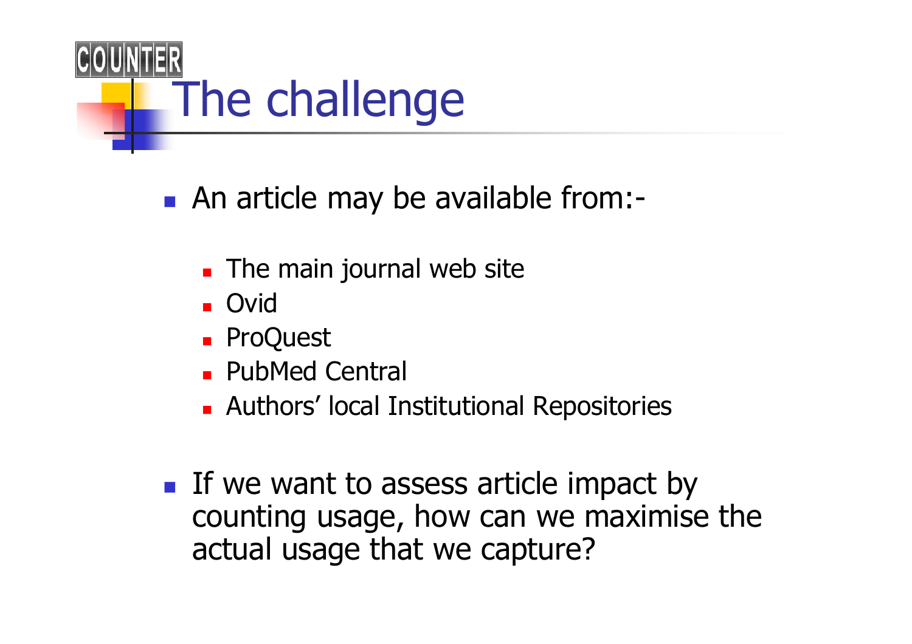# The challenge

- An article may be available from:-
  - The main journal web site
  - Ovid
  - ProQuest
  - PubMed Central
  - Authors' local Institutional Repositories
- If we want to assess article impact by counting usage, how can we maximise the actual usage that we capture?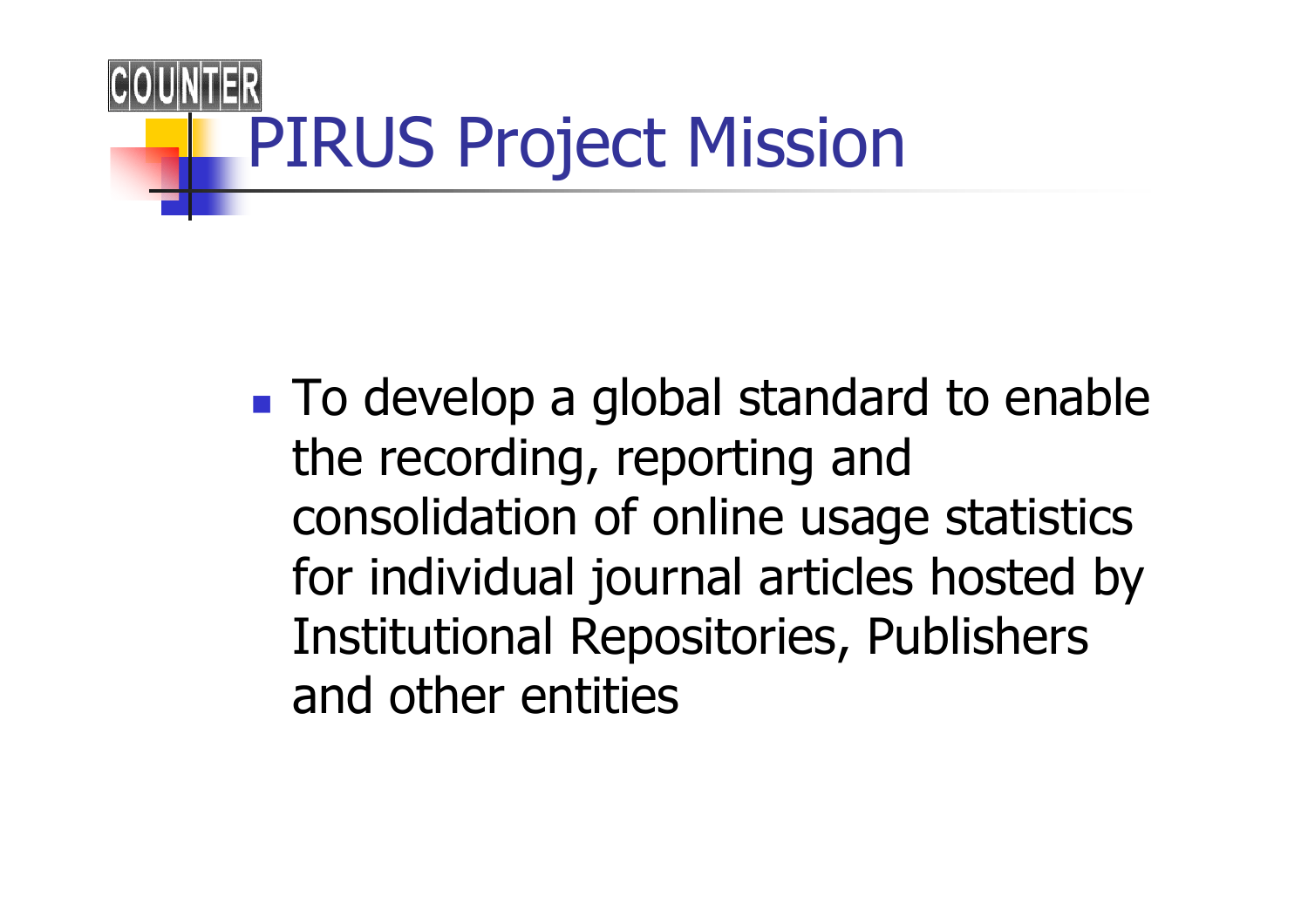# PIRUS Project Mission

- To develop a global standard to enable the recording, reporting and consolidation of online usage statistics for individual journal articles hosted by Institutional Repositories, Publishers and other entities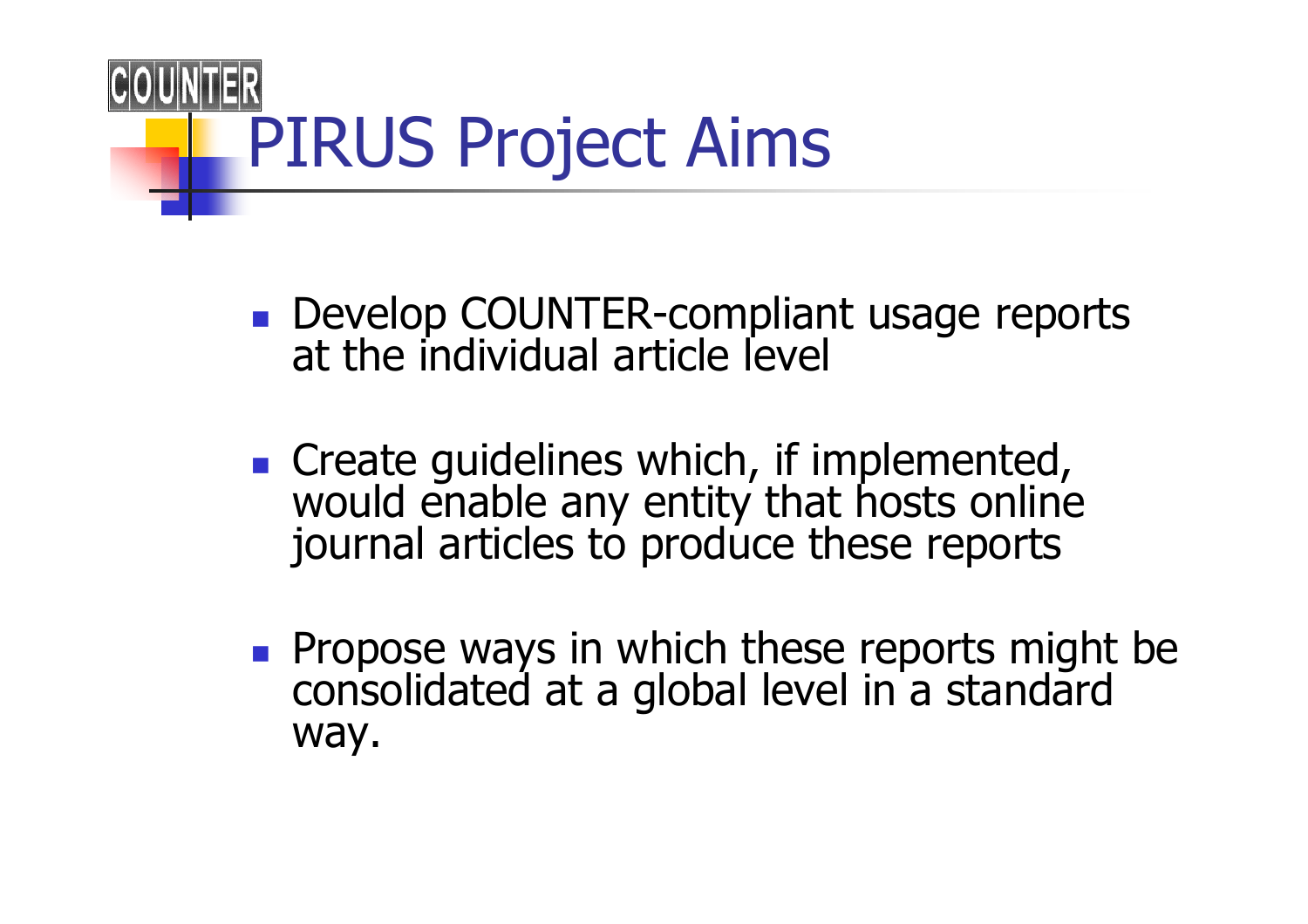COUNTER

# PIRUS Project Aims

- Develop COUNTER-compliant usage reports at the individual article level
- Create guidelines which, if implemented, would enable any entity that hosts online journal articles to produce these reports
- Propose ways in which these reports might be consolidated at a global level in a standard way.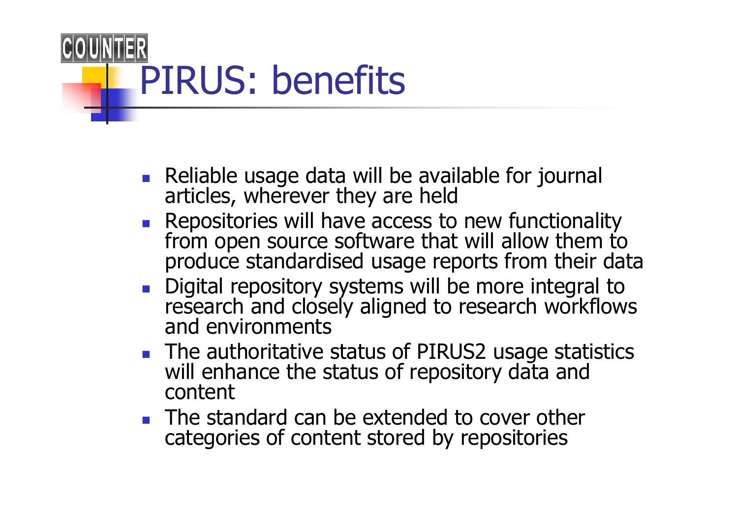# PIRUS: benefits

- Reliable usage data will be available for journal articles, wherever they are held
- Repositories will have access to new functionality from open source software that will allow them to produce standardised usage reports from their data
- Digital repository systems will be more integral to research and closely aligned to research workflows and environments
- The authoritative status of PIRUS2 usage statistics will enhance the status of repository data and content
- The standard can be extended to cover other categories of content stored by repositories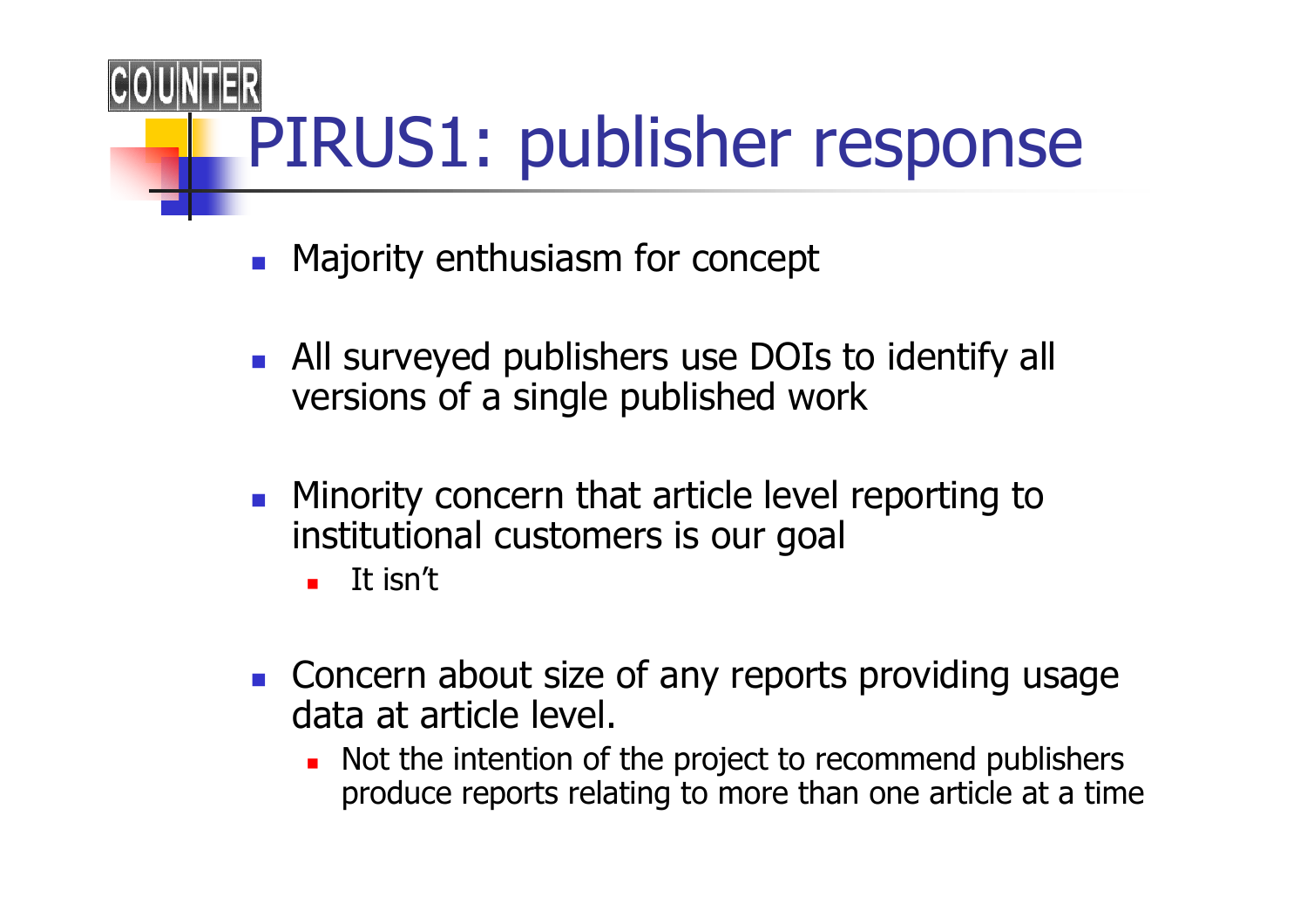# PIRUS1: publisher response

- Majority enthusiasm for concept
- All surveyed publishers use DOIs to identify all versions of a single published work
- Minority concern that article level reporting to institutional customers is our goal
  - It isn't
- Concern about size of any reports providing usage data at article level.
  - Not the intention of the project to recommend publishers produce reports relating to more than one article at a time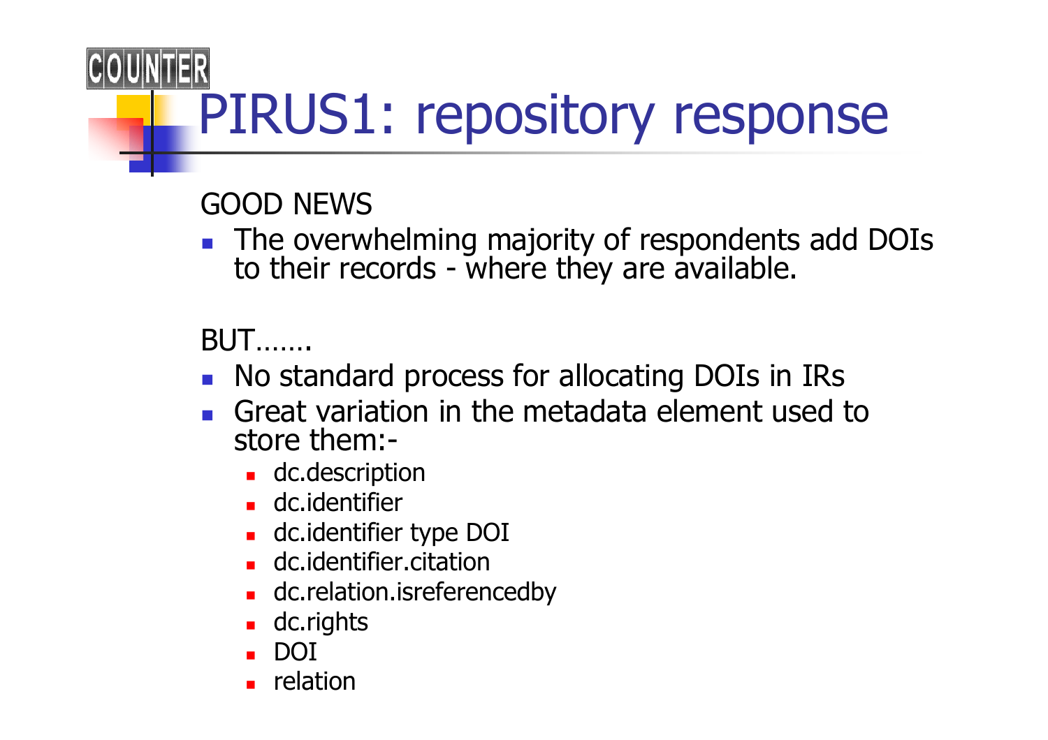# PIRUS1: repository response

GOOD NEWS

- The overwhelming majority of respondents add DOIs to their records - where they are available.

BUT…….

- No standard process for allocating DOIs in IRs
- Great variation in the metadata element used to store them:-
  - dc.description
  - dc.identifier
  - dc.identifier type DOI
  - dc.identifier.citation
  - dc.relation.isreferencedby
  - dc.rights
  - DOI
  - relation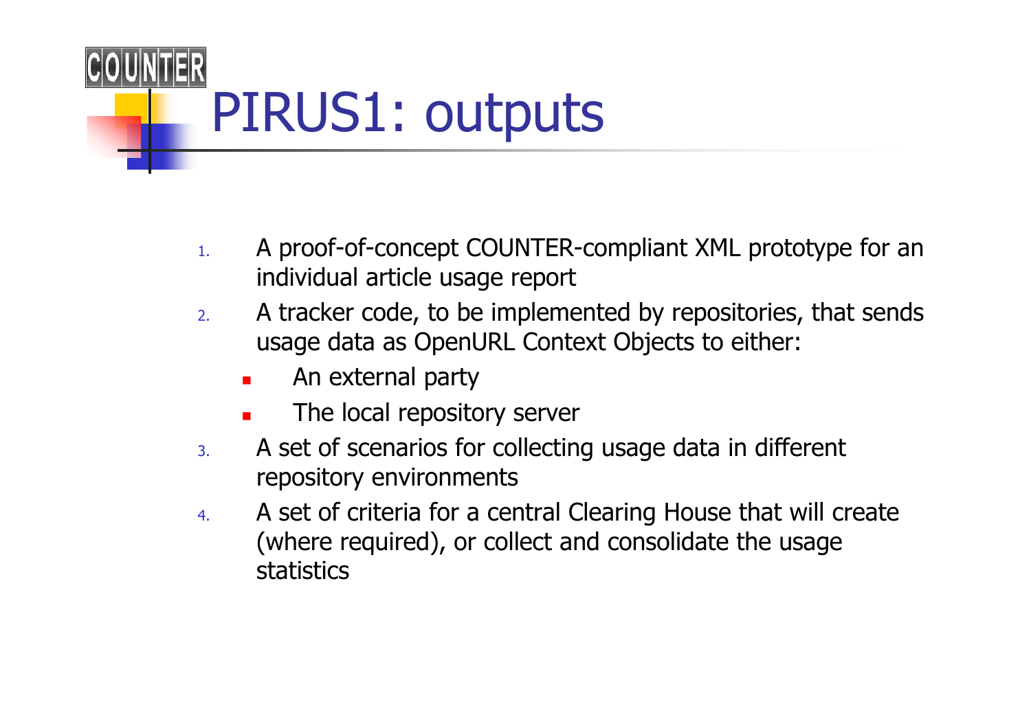# PIRUS1: outputs

1. A proof-of-concept COUNTER-compliant XML prototype for an individual article usage report
2. A tracker code, to be implemented by repositories, that sends usage data as OpenURL Context Objects to either:
   - An external party
   - The local repository server
3. A set of scenarios for collecting usage data in different repository environments
4. A set of criteria for a central Clearing House that will create (where required), or collect and consolidate the usage statistics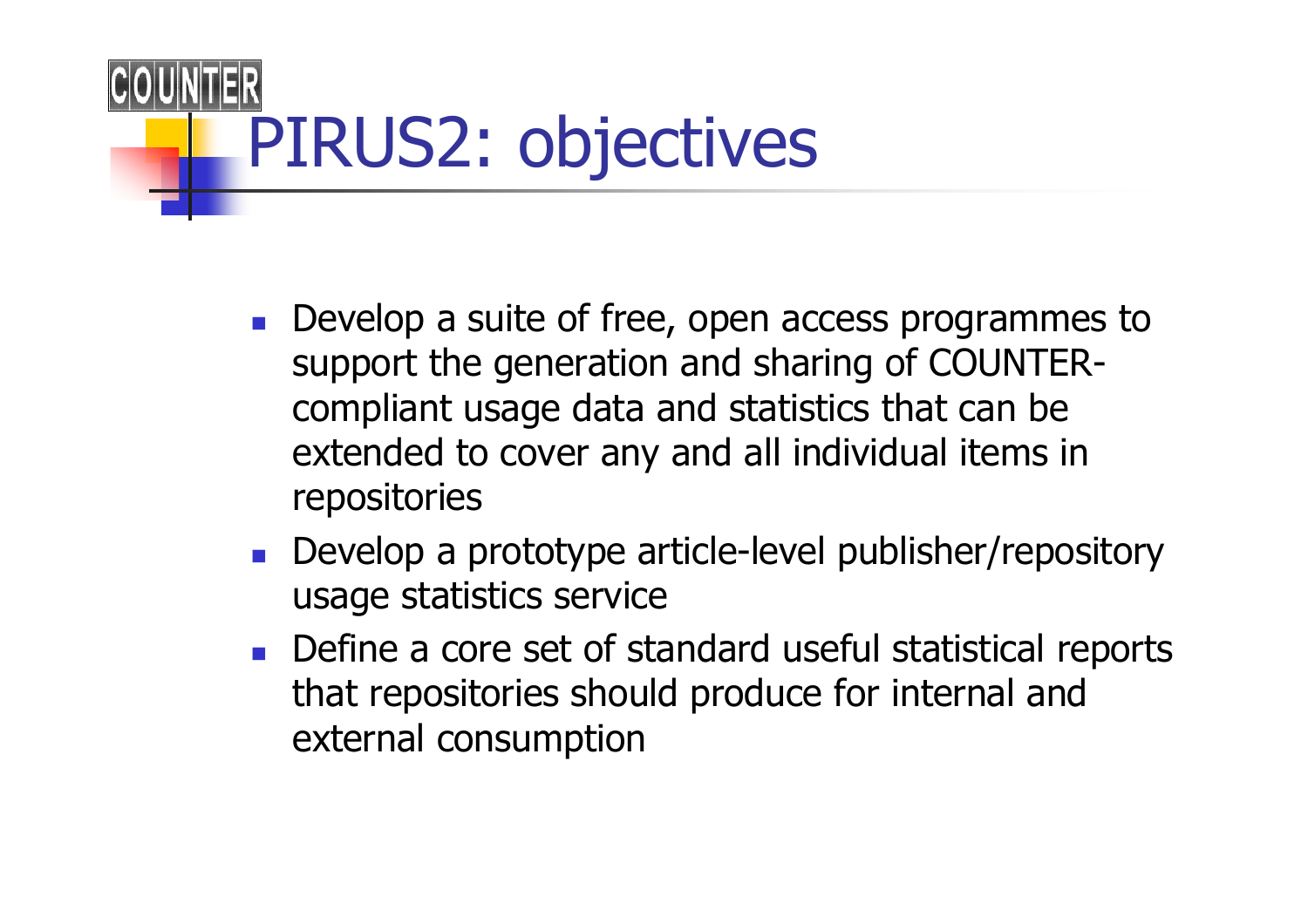# PIRUS2: objectives

- Develop a suite of free, open access programmes to support the generation and sharing of COUNTER-compliant usage data and statistics that can be extended to cover any and all individual items in repositories
- Develop a prototype article-level publisher/repository usage statistics service
- Define a core set of standard useful statistical reports that repositories should produce for internal and external consumption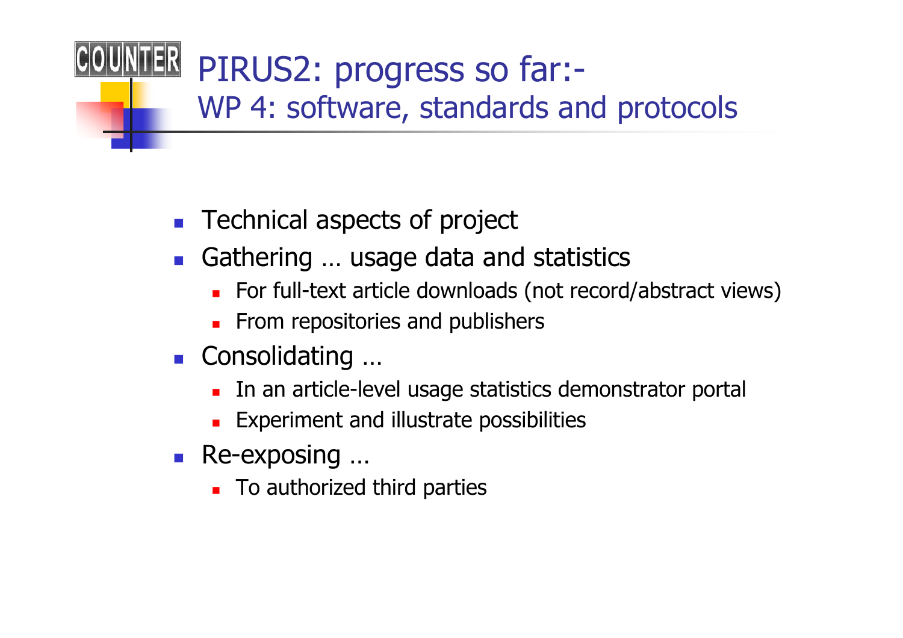# PIRUS2: progress so far:-
## WP 4: software, standards and protocols

- Technical aspects of project
- Gathering … usage data and statistics
  - For full-text article downloads (not record/abstract views)
  - From repositories and publishers
- Consolidating …
  - In an article-level usage statistics demonstrator portal
  - Experiment and illustrate possibilities
- Re-exposing …
  - To authorized third parties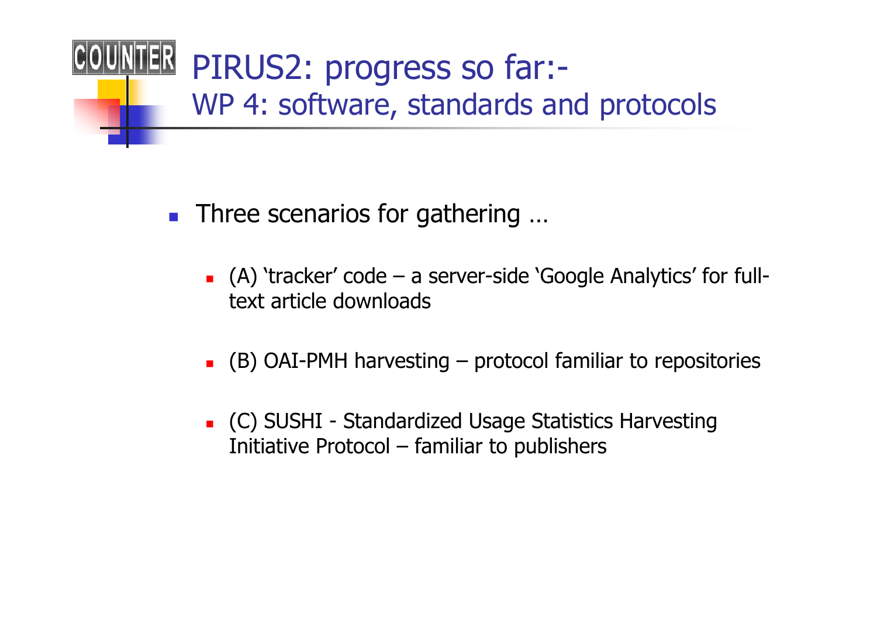# PIRUS2: progress so far:-
## WP 4: software, standards and protocols

- Three scenarios for gathering …
  - (A) 'tracker' code – a server-side 'Google Analytics' for full-text article downloads
  - (B) OAI-PMH harvesting – protocol familiar to repositories
  - (C) SUSHI - Standardized Usage Statistics Harvesting Initiative Protocol – familiar to publishers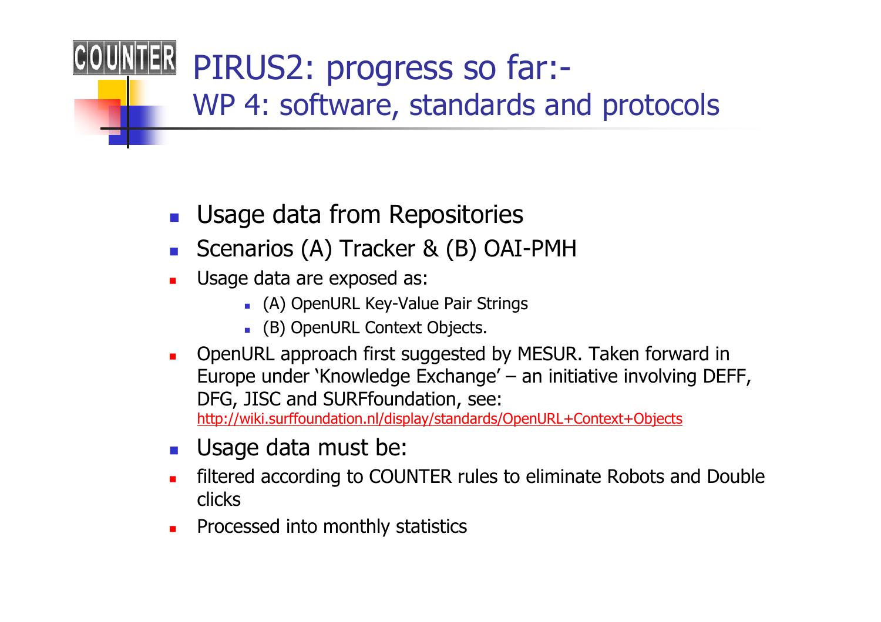# PIRUS2: progress so far:-
## WP 4: software, standards and protocols

- Usage data from Repositories
- Scenarios (A) Tracker & (B) OAI-PMH
- Usage data are exposed as:
  - (A) OpenURL Key-Value Pair Strings
  - (B) OpenURL Context Objects.
- OpenURL approach first suggested by MESUR. Taken forward in Europe under 'Knowledge Exchange' – an initiative involving DEFF, DFG, JISC and SURFfoundation, see: http://wiki.surffoundation.nl/display/standards/OpenURL+Context+Objects
- Usage data must be:
- filtered according to COUNTER rules to eliminate Robots and Double clicks
- Processed into monthly statistics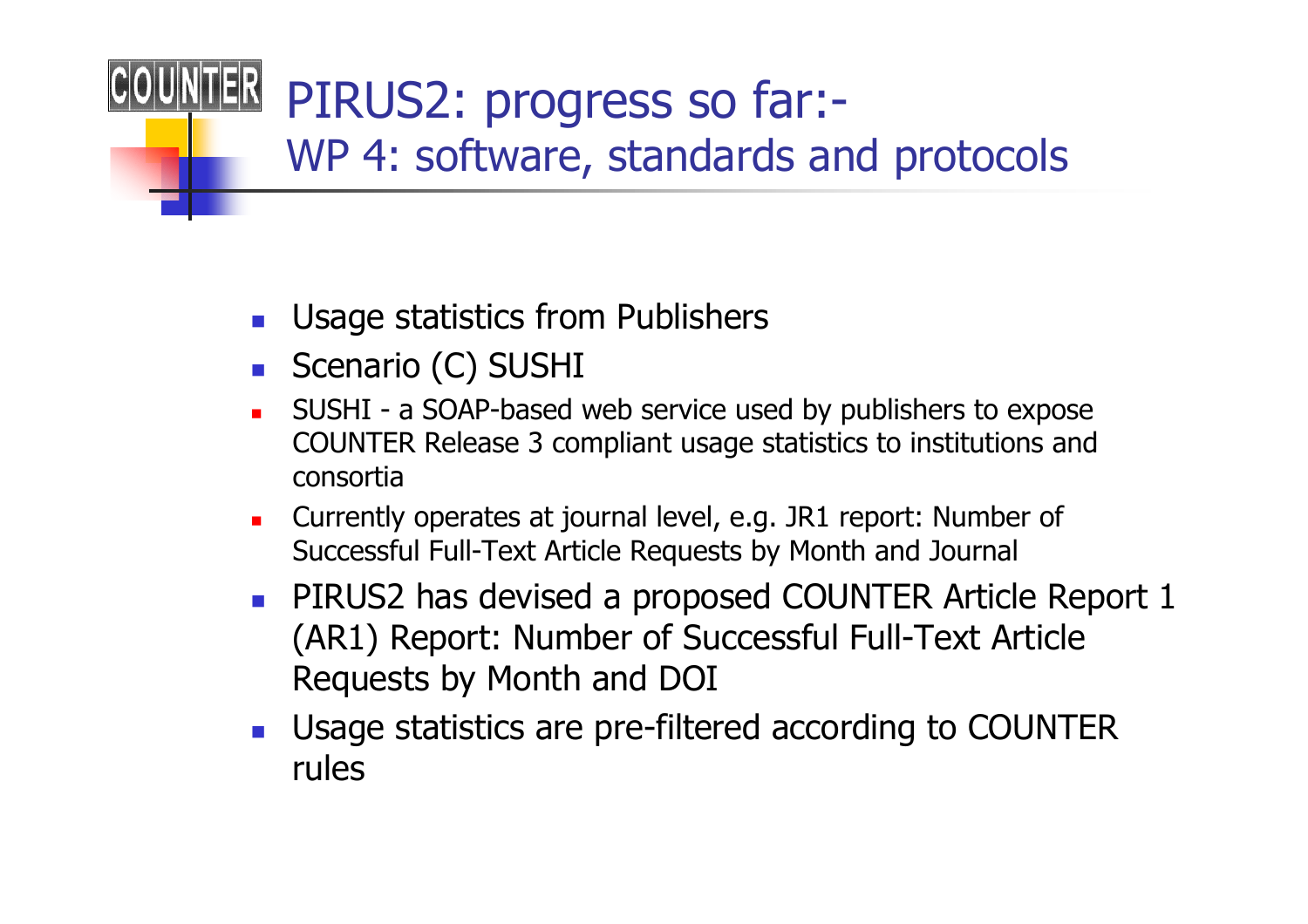# PIRUS2: progress so far:-

## WP 4: software, standards and protocols

- Usage statistics from Publishers
- Scenario (C) SUSHI
  - SUSHI - a SOAP-based web service used by publishers to expose COUNTER Release 3 compliant usage statistics to institutions and consortia
  - Currently operates at journal level, e.g. JR1 report: Number of Successful Full-Text Article Requests by Month and Journal
- PIRUS2 has devised a proposed COUNTER Article Report 1 (AR1) Report: Number of Successful Full-Text Article Requests by Month and DOI
- Usage statistics are pre-filtered according to COUNTER rules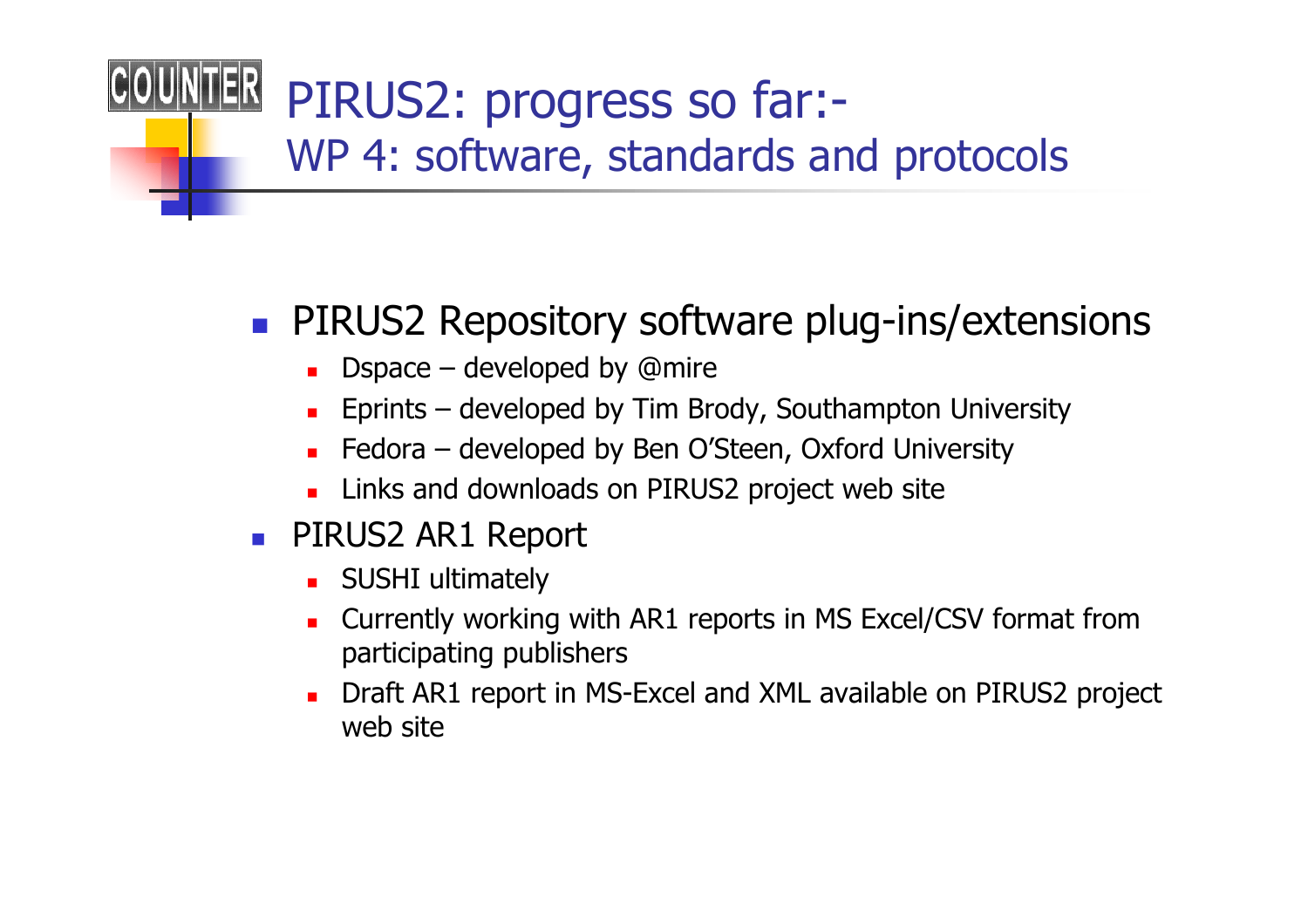# PIRUS2: progress so far:-
## WP 4: software, standards and protocols

- PIRUS2 Repository software plug-ins/extensions
  - Dspace – developed by @mire
  - Eprints – developed by Tim Brody, Southampton University
  - Fedora – developed by Ben O'Steen, Oxford University
  - Links and downloads on PIRUS2 project web site
- PIRUS2 AR1 Report
  - SUSHI ultimately
  - Currently working with AR1 reports in MS Excel/CSV format from participating publishers
  - Draft AR1 report in MS-Excel and XML available on PIRUS2 project web site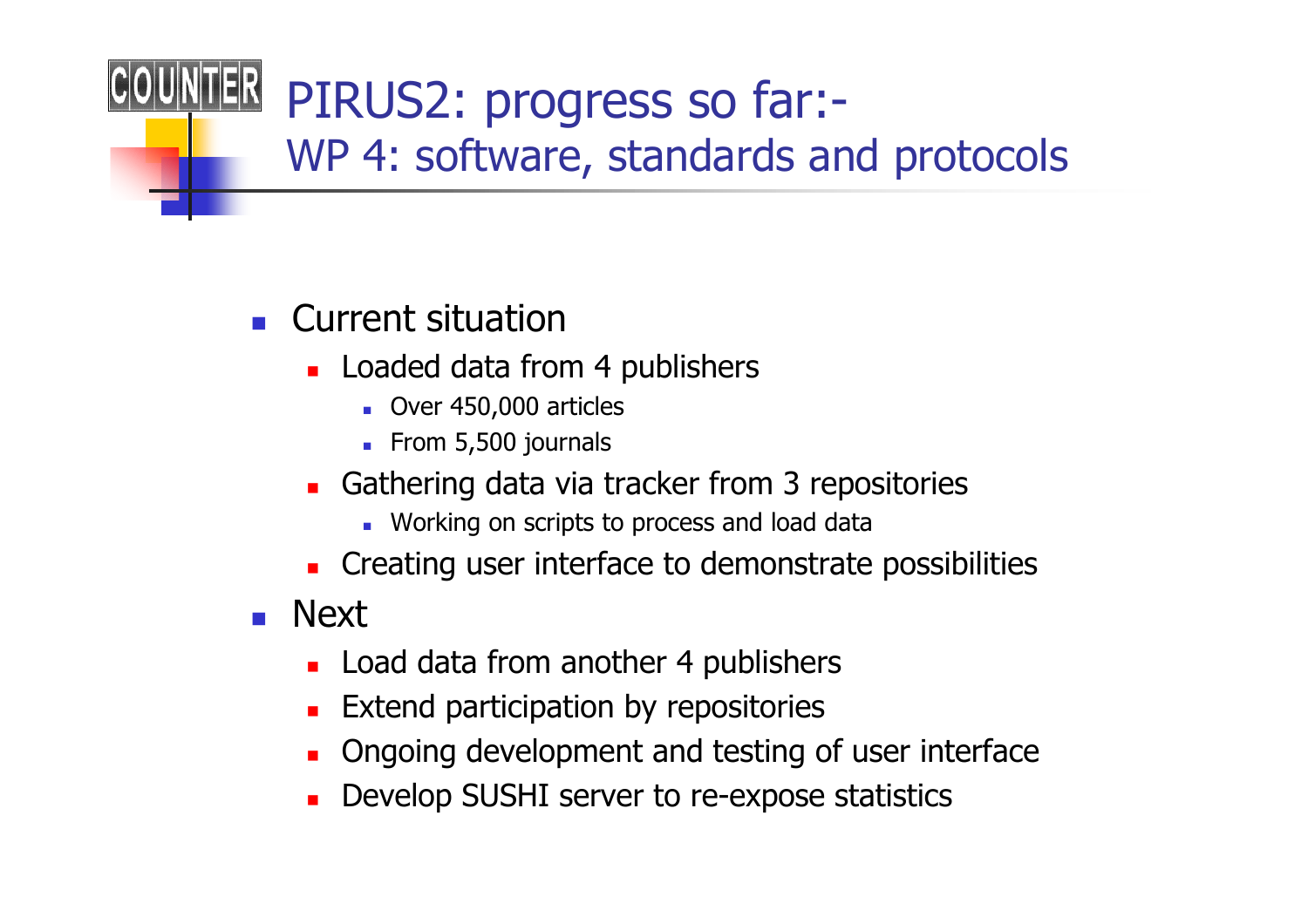# PIRUS2: progress so far:-
## WP 4: software, standards and protocols

- Current situation
  - Loaded data from 4 publishers
    - Over 450,000 articles
    - From 5,500 journals
  - Gathering data via tracker from 3 repositories
    - Working on scripts to process and load data
  - Creating user interface to demonstrate possibilities
- Next
  - Load data from another 4 publishers
  - Extend participation by repositories
  - Ongoing development and testing of user interface
  - Develop SUSHI server to re-expose statistics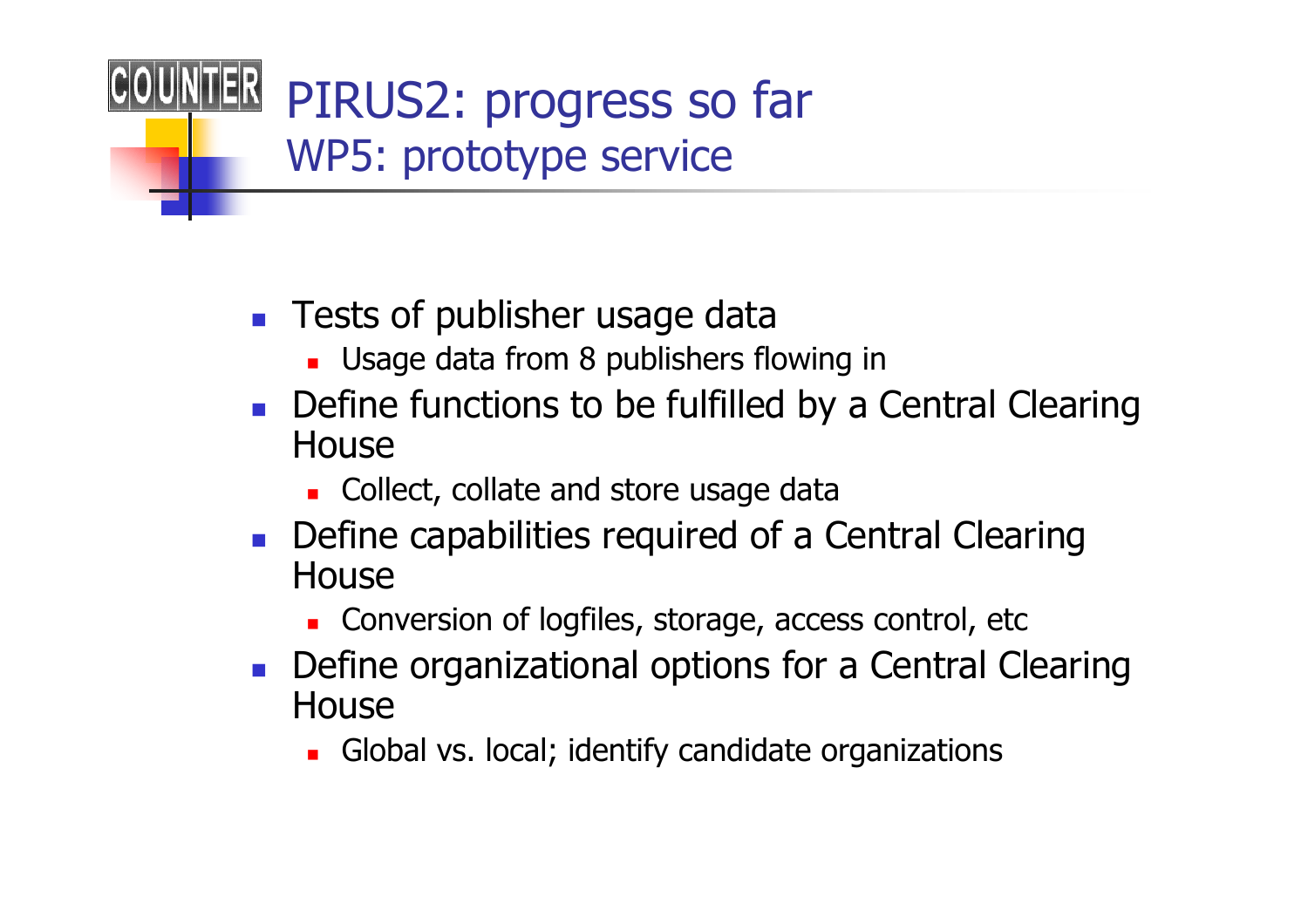# PIRUS2: progress so far

## WP5: prototype service

- Tests of publisher usage data
  - Usage data from 8 publishers flowing in
- Define functions to be fulfilled by a Central Clearing House
  - Collect, collate and store usage data
- Define capabilities required of a Central Clearing House
  - Conversion of logfiles, storage, access control, etc
- Define organizational options for a Central Clearing House
  - Global vs. local; identify candidate organizations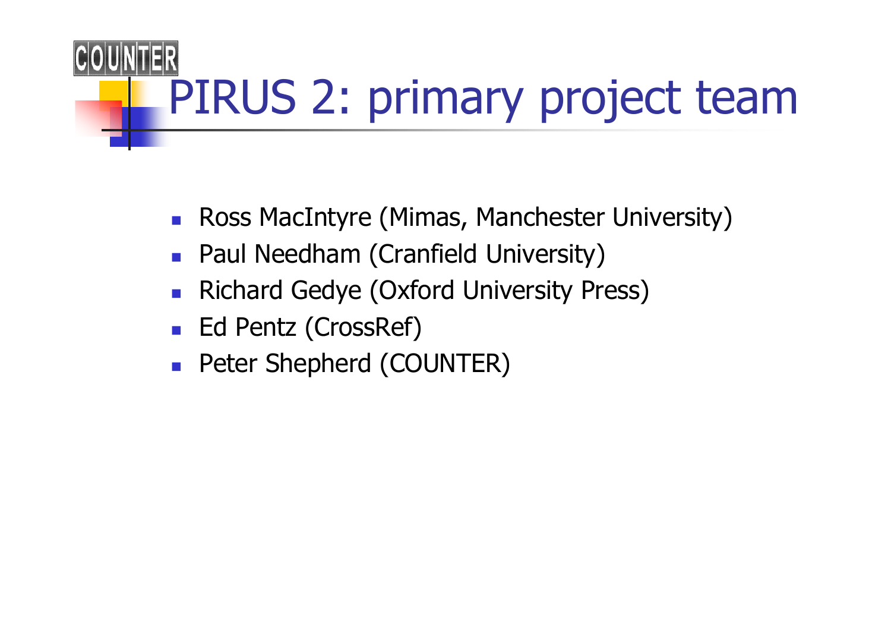# PIRUS 2: primary project team

- Ross MacIntyre (Mimas, Manchester University)
- Paul Needham (Cranfield University)
- Richard Gedye (Oxford University Press)
- Ed Pentz (CrossRef)
- Peter Shepherd (COUNTER)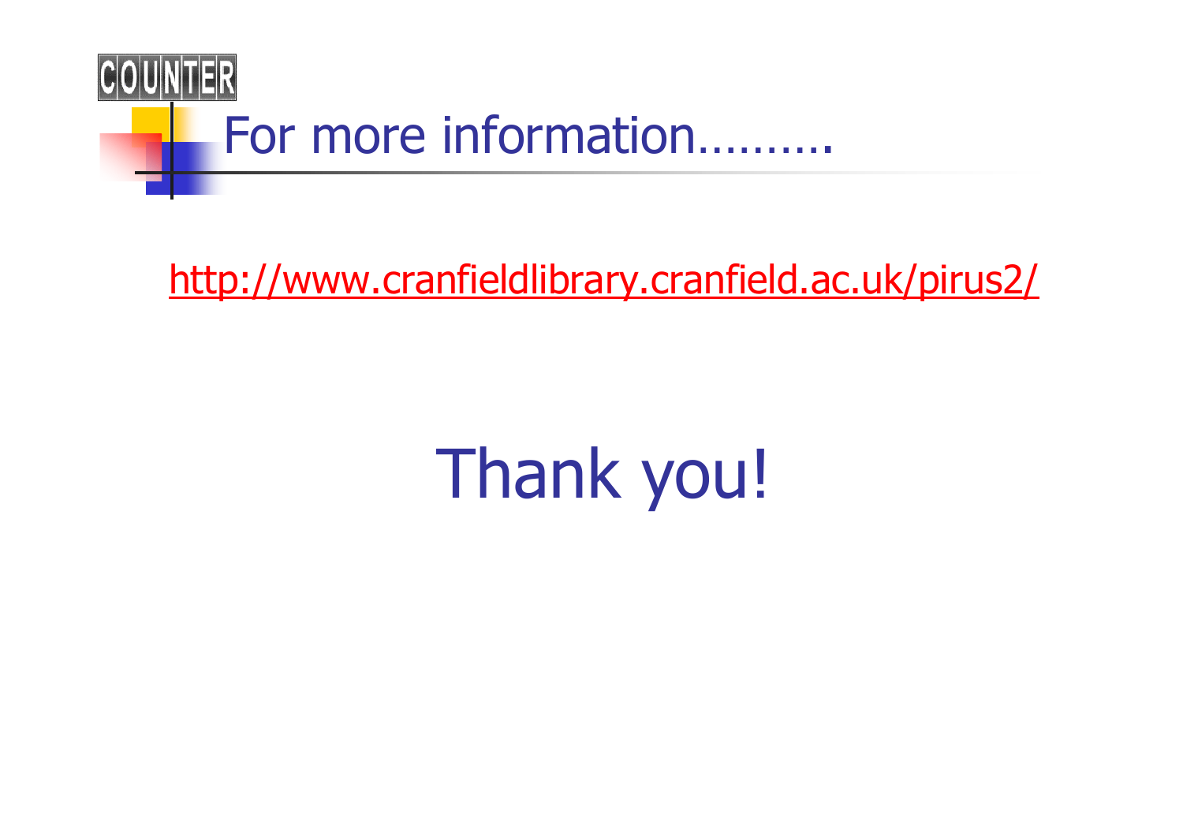COUNTER

## For more information……….

http://www.cranfieldlibrary.cranfield.ac.uk/pirus2/

# Thank you!